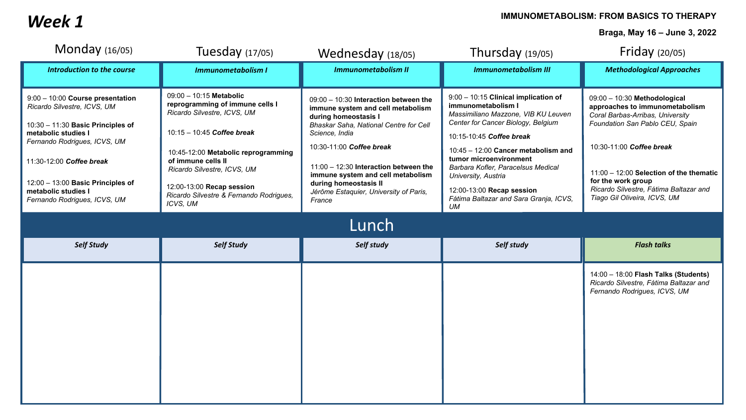# Week 1

**IMMUNOMETABOLISM: FROM BASICS TO THERAPY**

**Braga, May 16 – June 3, 2022**

| Monday (16/05) | Tuesday (17/05) | Wednesday (18/05) | Thursday (19/05) | Friday (20/05) |
|---|---|---|---|---|
| ***Introduction to the course*** | ***Immunometabolism I*** | ***Immunometabolism II*** | ***Immunometabolism III*** | ***Methodological Approaches*** |
| 9:00 – 10:00 **Course presentation** *Ricardo Silvestre, ICVS, UM*<br><br>10:30 – 11:30 **Basic Principles of metabolic studies I** *Fernando Rodrigues, ICVS, UM*<br><br>11:30-12:00 ***Coffee break***<br><br>12:00 – 13:00 **Basic Principles of metabolic studies I** *Fernando Rodrigues, ICVS, UM* | 09:00 – 10:15 **Metabolic reprogramming of immune cells I** *Ricardo Silvestre, ICVS, UM*<br><br>10:15 – 10:45 ***Coffee break***<br><br>10:45-12:00 **Metabolic reprogramming of immune cells II** *Ricardo Silvestre, ICVS, UM*<br><br>12:00-13:00 **Recap session** *Ricardo Silvestre & Fernando Rodrigues, ICVS, UM* | 09:00 – 10:30 **Interaction between the immune system and cell metabolism during homeostasis I** *Bhaskar Saha, National Centre for Cell Science, India*<br><br>10:30-11:00 ***Coffee break***<br><br>11:00 – 12:30 **Interaction between the immune system and cell metabolism during homeostasis II** *Jérôme Estaquier, University of Paris, France* | 9:00 – 10:15 **Clinical implication of immunometabolism I** *Massimiliano Mazzone, VIB KU Leuven Center for Cancer Biology, Belgium*<br><br>10:15-10:45 ***Coffee break***<br><br>10:45 – 12:00 **Cancer metabolism and tumor microenvironment** *Barbara Kofler, Paracelsus Medical University, Austria*<br><br>12:00-13:00 **Recap session** *Fátima Baltazar and Sara Granja, ICVS, UM* | 09:00 – 10:30 **Methodological approaches to immunometabolism** *Coral Barbas-Arribas, University Foundation San Pablo CEU, Spain*<br><br>10:30-11:00 ***Coffee break***<br><br>11:00 – 12:00 **Selection of the thematic for the work group** *Ricardo Silvestre, Fátima Baltazar and Tiago Gil Oliveira, ICVS, UM* |
| **Lunch** | | | | |
| ***Self Study*** | ***Self Study*** | ***Self study*** | ***Self study*** | ***Flash talks*** |
| | | | | 14:00 – 18:00 **Flash Talks (Students)** *Ricardo Silvestre, Fátima Baltazar and Fernando Rodrigues, ICVS, UM* |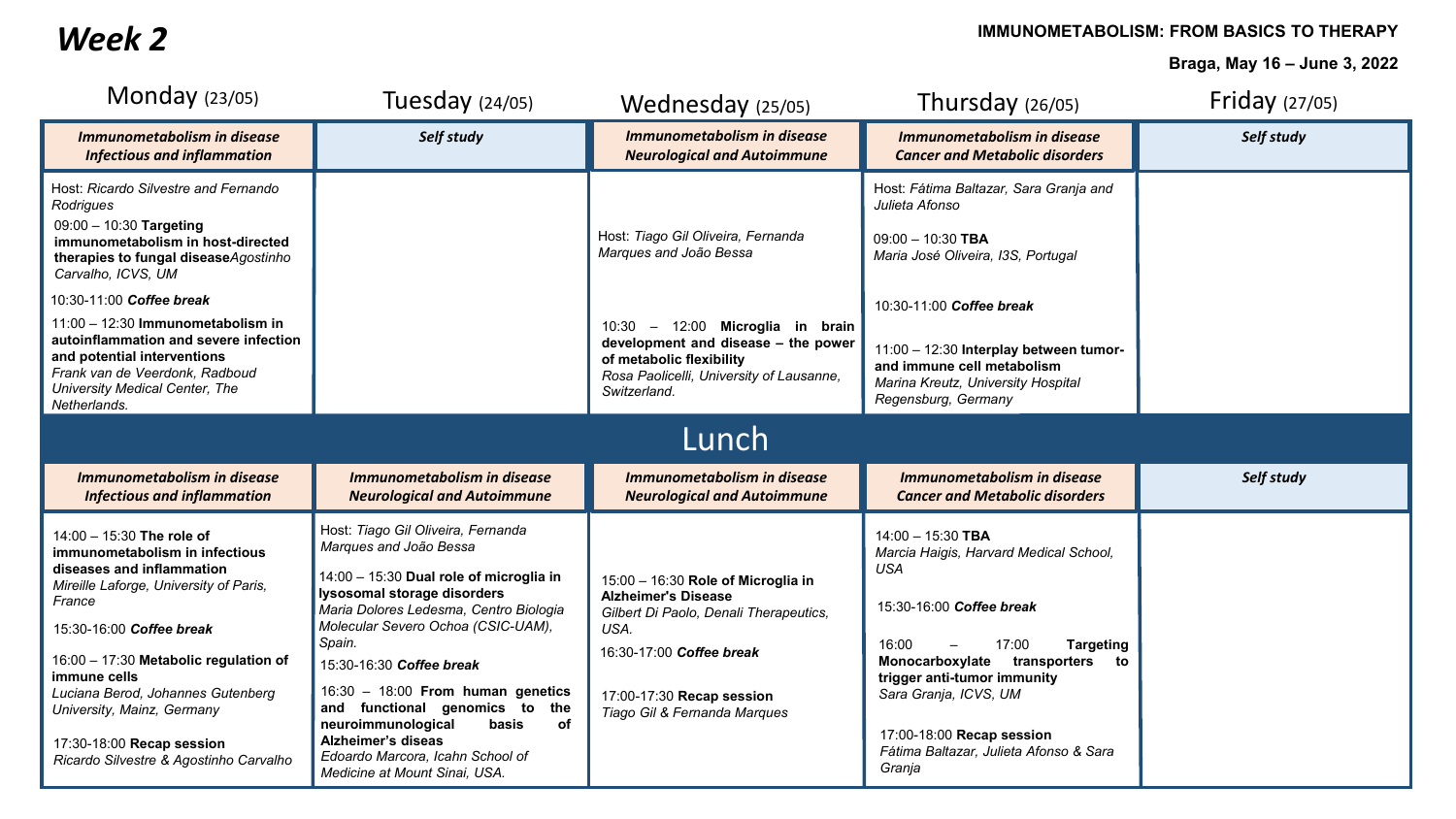# Week 2

**IMMUNOMETABOLISM: FROM BASICS TO THERAPY**

**Braga, May 16 – June 3, 2022**

| Monday (23/05) | Tuesday (24/05) | Wednesday (25/05) | Thursday (26/05) | Friday (27/05) |
|---|---|---|---|---|
| ***Immunometabolism in disease Infectious and inflammation*** | ***Self study*** | ***Immunometabolism in disease Neurological and Autoimmune*** | ***Immunometabolism in disease Cancer and Metabolic disorders*** | ***Self study*** |
| Host: *Ricardo Silvestre and Fernando Rodrigues*<br>09:00 – 10:30 **Targeting immunometabolism in host-directed therapies to fungal disease** *Agostinho Carvalho, ICVS, UM*<br>10:30-11:00 ***Coffee break***<br>11:00 – 12:30 **Immunometabolism in autoinflammation and severe infection and potential interventions** *Frank van de Veerdonk, Radboud University Medical Center, The Netherlands.* | | Host: *Tiago Gil Oliveira, Fernanda Marques and João Bessa*<br>10:30 – 12:00 **Microglia in brain development and disease – the power of metabolic flexibility** *Rosa Paolicelli, University of Lausanne, Switzerland.* | Host: *Fátima Baltazar, Sara Granja and Julieta Afonso*<br>09:00 – 10:30 **TBA** *Maria José Oliveira, I3S, Portugal*<br>10:30-11:00 ***Coffee break***<br>11:00 – 12:30 **Interplay between tumor- and immune cell metabolism** *Marina Kreutz, University Hospital Regensburg, Germany* | |
| **Lunch** | | | | |
| ***Immunometabolism in disease Infectious and inflammation*** | ***Immunometabolism in disease Neurological and Autoimmune*** | ***Immunometabolism in disease Neurological and Autoimmune*** | ***Immunometabolism in disease Cancer and Metabolic disorders*** | ***Self study*** |
| 14:00 – 15:30 **The role of immunometabolism in infectious diseases and inflammation** *Mireille Laforge, University of Paris, France*<br>15:30-16:00 ***Coffee break***<br>16:00 – 17:30 **Metabolic regulation of immune cells** *Luciana Berod, Johannes Gutenberg University, Mainz, Germany*<br>17:30-18:00 **Recap session** *Ricardo Silvestre & Agostinho Carvalho* | Host: *Tiago Gil Oliveira, Fernanda Marques and João Bessa*<br>14:00 – 15:30 **Dual role of microglia in lysosomal storage disorders** *Maria Dolores Ledesma, Centro Biologia Molecular Severo Ochoa (CSIC-UAM), Spain.*<br>15:30-16:30 ***Coffee break***<br>16:30 – 18:00 **From human genetics and functional genomics to the neuroimmunological basis of Alzheimer's diseas** *Edoardo Marcora, Icahn School of Medicine at Mount Sinai, USA.* | 15:00 – 16:30 **Role of Microglia in Alzheimer's Disease** *Gilbert Di Paolo, Denali Therapeutics, USA.*<br>16:30-17:00 ***Coffee break***<br>17:00-17:30 **Recap session** *Tiago Gil & Fernanda Marques* | 14:00 – 15:30 **TBA** *Marcia Haigis, Harvard Medical School, USA*<br>15:30-16:00 ***Coffee break***<br>16:00 – 17:00 **Targeting Monocarboxylate transporters to trigger anti-tumor immunity** *Sara Granja, ICVS, UM*<br>17:00-18:00 **Recap session** *Fátima Baltazar, Julieta Afonso & Sara Granja* | |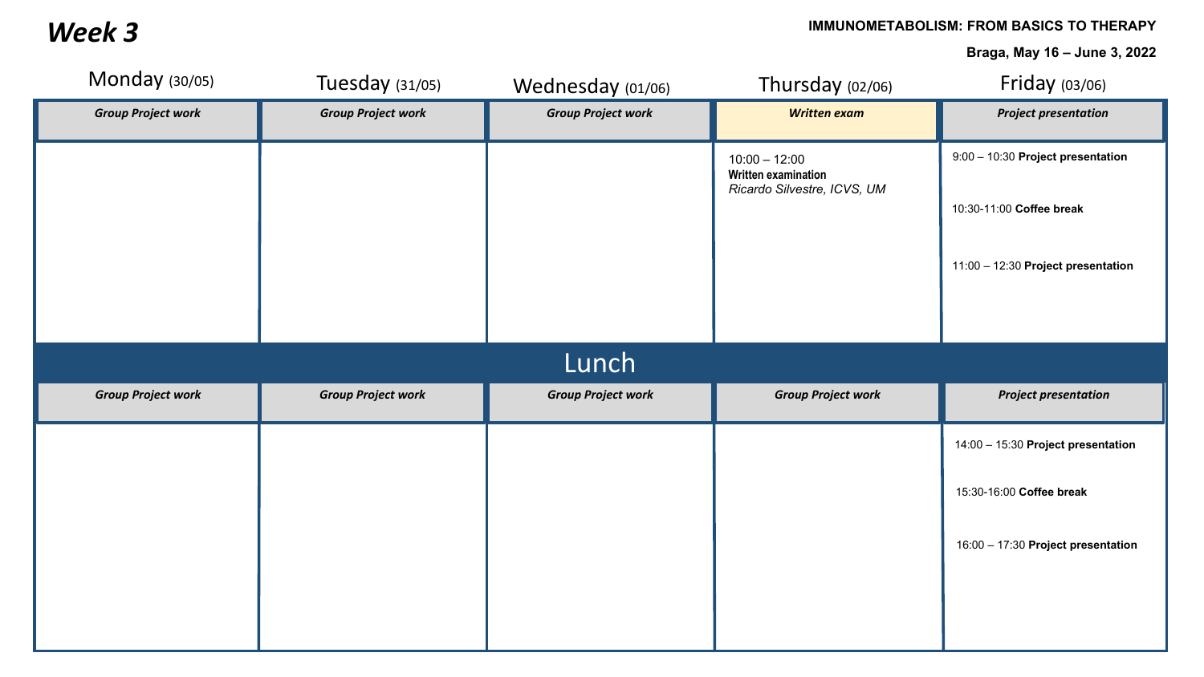# Week 3

**IMMUNOMETABOLISM: FROM BASICS TO THERAPY**

**Braga, May 16 – June 3, 2022**

| Monday (30/05) | Tuesday (31/05) | Wednesday (01/06) | Thursday (02/06) | Friday (03/06) |
|---|---|---|---|---|
| ***Group Project work*** | ***Group Project work*** | ***Group Project work*** | ***Written exam*** | ***Project presentation*** |
| | | | 10:00 – 12:00<br>**Written examination**<br>*Ricardo Silvestre, ICVS, UM* | 9:00 – 10:30 **Project presentation**<br><br>10:30-11:00 **Coffee break**<br><br>11:00 – 12:30 **Project presentation** |
| Lunch | | | | |
| ***Group Project work*** | ***Group Project work*** | ***Group Project work*** | ***Group Project work*** | ***Project presentation*** |
| | | | | 14:00 – 15:30 **Project presentation**<br><br>15:30-16:00 **Coffee break**<br><br>16:00 – 17:30 **Project presentation** |